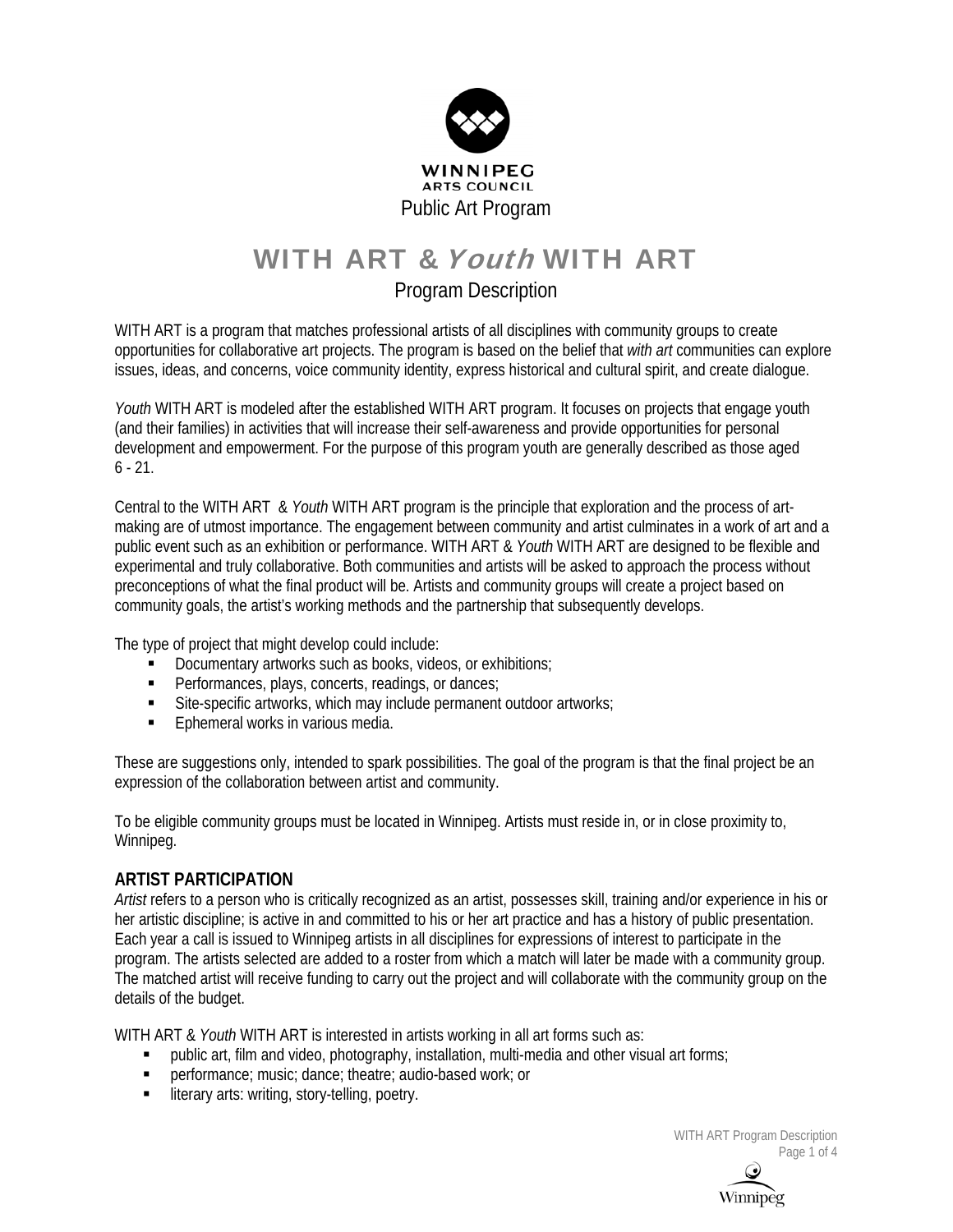WINNIPEG ARTS COUNCIL
Public Art Program

# WITH ART & *Youth* WITH ART

## Program Description

WITH ART is a program that matches professional artists of all disciplines with community groups to create opportunities for collaborative art projects. The program is based on the belief that *with art* communities can explore issues, ideas, and concerns, voice community identity, express historical and cultural spirit, and create dialogue.

*Youth* WITH ART is modeled after the established WITH ART program. It focuses on projects that engage youth (and their families) in activities that will increase their self-awareness and provide opportunities for personal development and empowerment. For the purpose of this program youth are generally described as those aged 6 - 21.

Central to the WITH ART & *Youth* WITH ART program is the principle that exploration and the process of art-making are of utmost importance. The engagement between community and artist culminates in a work of art and a public event such as an exhibition or performance. WITH ART & *Youth* WITH ART are designed to be flexible and experimental and truly collaborative. Both communities and artists will be asked to approach the process without preconceptions of what the final product will be. Artists and community groups will create a project based on community goals, the artist's working methods and the partnership that subsequently develops.

The type of project that might develop could include:

- Documentary artworks such as books, videos, or exhibitions;
- Performances, plays, concerts, readings, or dances;
- Site-specific artworks, which may include permanent outdoor artworks;
- Ephemeral works in various media.

These are suggestions only, intended to spark possibilities. The goal of the program is that the final project be an expression of the collaboration between artist and community.

To be eligible community groups must be located in Winnipeg. Artists must reside in, or in close proximity to, Winnipeg.

### ARTIST PARTICIPATION

*Artist* refers to a person who is critically recognized as an artist, possesses skill, training and/or experience in his or her artistic discipline; is active in and committed to his or her art practice and has a history of public presentation. Each year a call is issued to Winnipeg artists in all disciplines for expressions of interest to participate in the program. The artists selected are added to a roster from which a match will later be made with a community group. The matched artist will receive funding to carry out the project and will collaborate with the community group on the details of the budget.

WITH ART & *Youth* WITH ART is interested in artists working in all art forms such as:

- public art, film and video, photography, installation, multi-media and other visual art forms;
- performance; music; dance; theatre; audio-based work; or
- literary arts: writing, story-telling, poetry.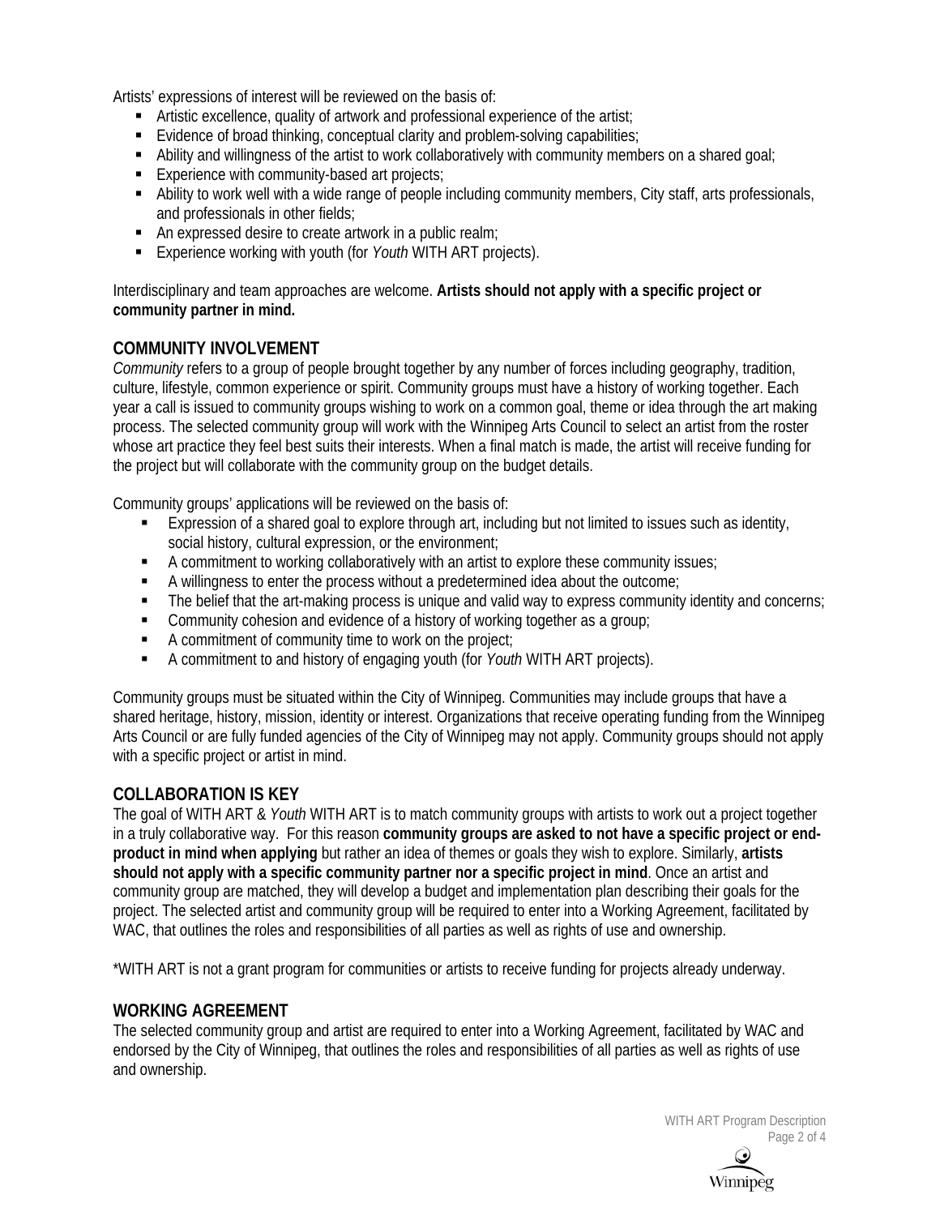Artists' expressions of interest will be reviewed on the basis of:

- Artistic excellence, quality of artwork and professional experience of the artist;
- Evidence of broad thinking, conceptual clarity and problem-solving capabilities;
- Ability and willingness of the artist to work collaboratively with community members on a shared goal;
- Experience with community-based art projects;
- Ability to work well with a wide range of people including community members, City staff, arts professionals, and professionals in other fields;
- An expressed desire to create artwork in a public realm;
- Experience working with youth (for *Youth* WITH ART projects).

Interdisciplinary and team approaches are welcome. **Artists should not apply with a specific project or community partner in mind.**

## COMMUNITY INVOLVEMENT

*Community* refers to a group of people brought together by any number of forces including geography, tradition, culture, lifestyle, common experience or spirit. Community groups must have a history of working together. Each year a call is issued to community groups wishing to work on a common goal, theme or idea through the art making process. The selected community group will work with the Winnipeg Arts Council to select an artist from the roster whose art practice they feel best suits their interests. When a final match is made, the artist will receive funding for the project but will collaborate with the community group on the budget details.

Community groups' applications will be reviewed on the basis of:

- Expression of a shared goal to explore through art, including but not limited to issues such as identity, social history, cultural expression, or the environment;
- A commitment to working collaboratively with an artist to explore these community issues;
- A willingness to enter the process without a predetermined idea about the outcome;
- The belief that the art-making process is unique and valid way to express community identity and concerns;
- Community cohesion and evidence of a history of working together as a group;
- A commitment of community time to work on the project;
- A commitment to and history of engaging youth (for *Youth* WITH ART projects).

Community groups must be situated within the City of Winnipeg. Communities may include groups that have a shared heritage, history, mission, identity or interest. Organizations that receive operating funding from the Winnipeg Arts Council or are fully funded agencies of the City of Winnipeg may not apply. Community groups should not apply with a specific project or artist in mind.

## COLLABORATION IS KEY

The goal of WITH ART & *Youth* WITH ART is to match community groups with artists to work out a project together in a truly collaborative way. For this reason **community groups are asked to not have a specific project or end-product in mind when applying** but rather an idea of themes or goals they wish to explore. Similarly, **artists should not apply with a specific community partner nor a specific project in mind**. Once an artist and community group are matched, they will develop a budget and implementation plan describing their goals for the project. The selected artist and community group will be required to enter into a Working Agreement, facilitated by WAC, that outlines the roles and responsibilities of all parties as well as rights of use and ownership.

*WITH ART is not a grant program for communities or artists to receive funding for projects already underway.

## WORKING AGREEMENT

The selected community group and artist are required to enter into a Working Agreement, facilitated by WAC and endorsed by the City of Winnipeg, that outlines the roles and responsibilities of all parties as well as rights of use and ownership.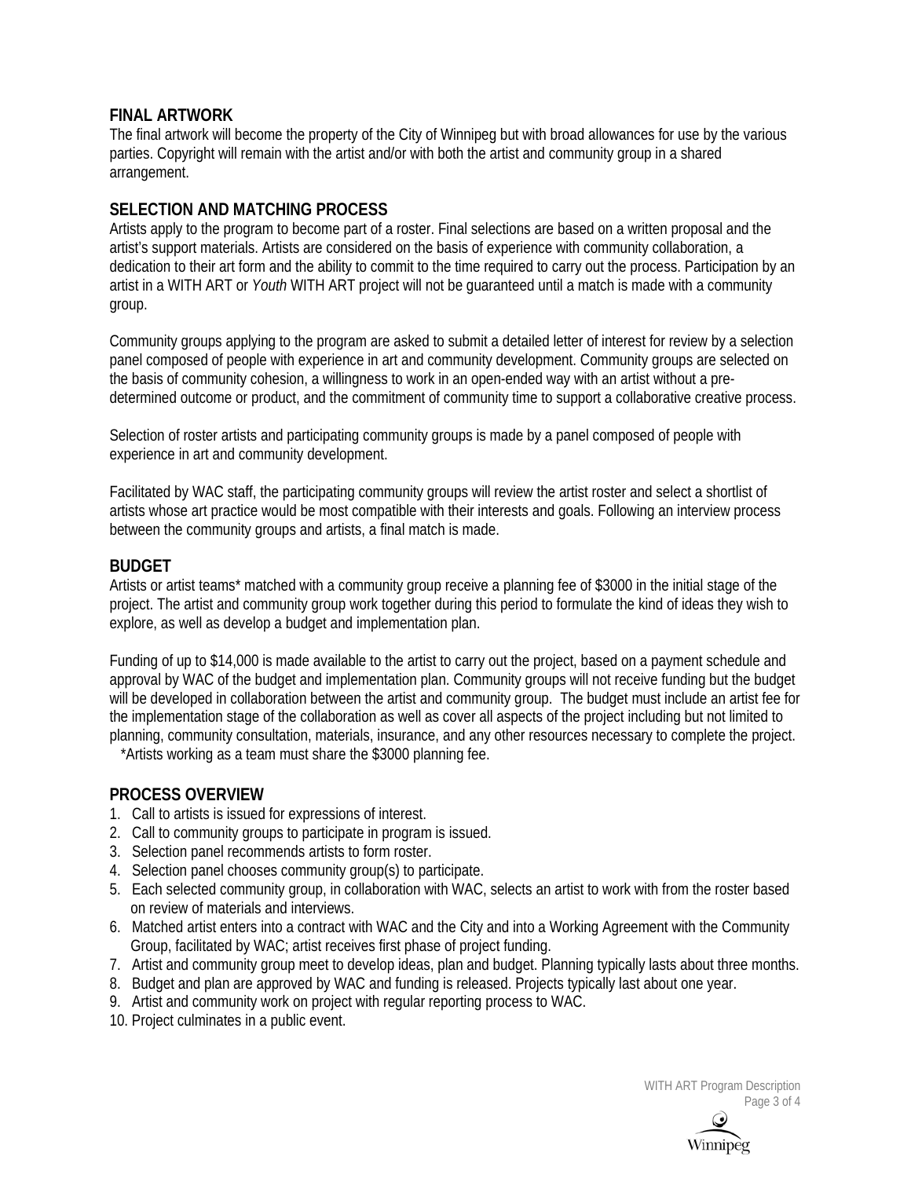## FINAL ARTWORK

The final artwork will become the property of the City of Winnipeg but with broad allowances for use by the various parties. Copyright will remain with the artist and/or with both the artist and community group in a shared arrangement.

## SELECTION AND MATCHING PROCESS

Artists apply to the program to become part of a roster. Final selections are based on a written proposal and the artist's support materials. Artists are considered on the basis of experience with community collaboration, a dedication to their art form and the ability to commit to the time required to carry out the process. Participation by an artist in a WITH ART or *Youth* WITH ART project will not be guaranteed until a match is made with a community group.

Community groups applying to the program are asked to submit a detailed letter of interest for review by a selection panel composed of people with experience in art and community development. Community groups are selected on the basis of community cohesion, a willingness to work in an open-ended way with an artist without a pre-determined outcome or product, and the commitment of community time to support a collaborative creative process.

Selection of roster artists and participating community groups is made by a panel composed of people with experience in art and community development.

Facilitated by WAC staff, the participating community groups will review the artist roster and select a shortlist of artists whose art practice would be most compatible with their interests and goals. Following an interview process between the community groups and artists, a final match is made.

## BUDGET

Artists or artist teams* matched with a community group receive a planning fee of $3000 in the initial stage of the project. The artist and community group work together during this period to formulate the kind of ideas they wish to explore, as well as develop a budget and implementation plan.

Funding of up to $14,000 is made available to the artist to carry out the project, based on a payment schedule and approval by WAC of the budget and implementation plan. Community groups will not receive funding but the budget will be developed in collaboration between the artist and community group. The budget must include an artist fee for the implementation stage of the collaboration as well as cover all aspects of the project including but not limited to planning, community consultation, materials, insurance, and any other resources necessary to complete the project.

*Artists working as a team must share the $3000 planning fee.

## PROCESS OVERVIEW

1. Call to artists is issued for expressions of interest.
2. Call to community groups to participate in program is issued.
3. Selection panel recommends artists to form roster.
4. Selection panel chooses community group(s) to participate.
5. Each selected community group, in collaboration with WAC, selects an artist to work with from the roster based on review of materials and interviews.
6. Matched artist enters into a contract with WAC and the City and into a Working Agreement with the Community Group, facilitated by WAC; artist receives first phase of project funding.
7. Artist and community group meet to develop ideas, plan and budget. Planning typically lasts about three months.
8. Budget and plan are approved by WAC and funding is released. Projects typically last about one year.
9. Artist and community work on project with regular reporting process to WAC.
10. Project culminates in a public event.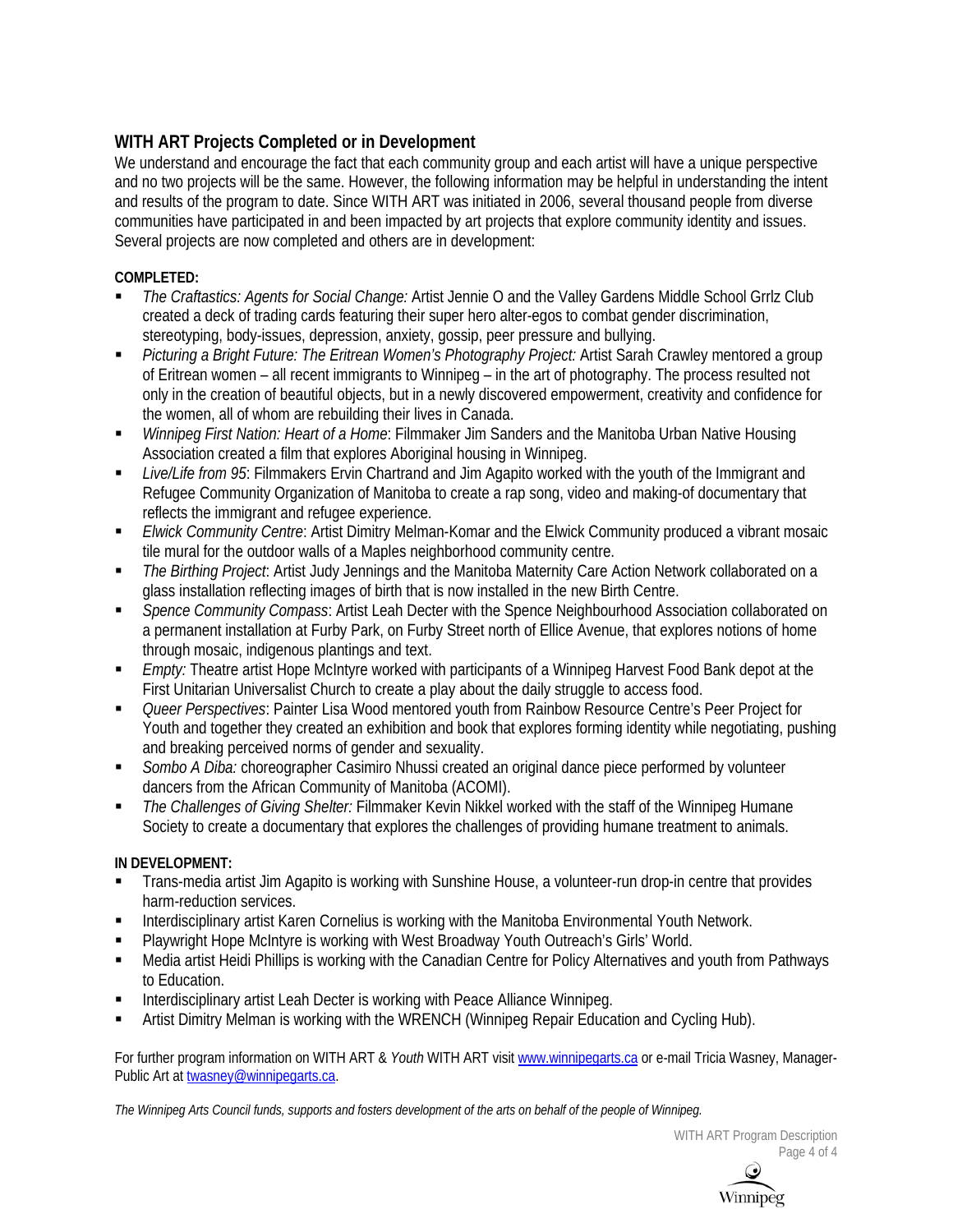## WITH ART Projects Completed or in Development

We understand and encourage the fact that each community group and each artist will have a unique perspective and no two projects will be the same. However, the following information may be helpful in understanding the intent and results of the program to date. Since WITH ART was initiated in 2006, several thousand people from diverse communities have participated in and been impacted by art projects that explore community identity and issues. Several projects are now completed and others are in development:

**COMPLETED:**

- *The Craftastics: Agents for Social Change:* Artist Jennie O and the Valley Gardens Middle School Grrlz Club created a deck of trading cards featuring their super hero alter-egos to combat gender discrimination, stereotyping, body-issues, depression, anxiety, gossip, peer pressure and bullying.
- *Picturing a Bright Future: The Eritrean Women's Photography Project:* Artist Sarah Crawley mentored a group of Eritrean women – all recent immigrants to Winnipeg – in the art of photography. The process resulted not only in the creation of beautiful objects, but in a newly discovered empowerment, creativity and confidence for the women, all of whom are rebuilding their lives in Canada.
- *Winnipeg First Nation: Heart of a Home*: Filmmaker Jim Sanders and the Manitoba Urban Native Housing Association created a film that explores Aboriginal housing in Winnipeg.
- *Live/Life from 95*: Filmmakers Ervin Chartrand and Jim Agapito worked with the youth of the Immigrant and Refugee Community Organization of Manitoba to create a rap song, video and making-of documentary that reflects the immigrant and refugee experience.
- *Elwick Community Centre*: Artist Dimitry Melman-Komar and the Elwick Community produced a vibrant mosaic tile mural for the outdoor walls of a Maples neighborhood community centre.
- *The Birthing Project*: Artist Judy Jennings and the Manitoba Maternity Care Action Network collaborated on a glass installation reflecting images of birth that is now installed in the new Birth Centre.
- *Spence Community Compass*: Artist Leah Decter with the Spence Neighbourhood Association collaborated on a permanent installation at Furby Park, on Furby Street north of Ellice Avenue, that explores notions of home through mosaic, indigenous plantings and text.
- *Empty:* Theatre artist Hope McIntyre worked with participants of a Winnipeg Harvest Food Bank depot at the First Unitarian Universalist Church to create a play about the daily struggle to access food.
- *Queer Perspectives*: Painter Lisa Wood mentored youth from Rainbow Resource Centre's Peer Project for Youth and together they created an exhibition and book that explores forming identity while negotiating, pushing and breaking perceived norms of gender and sexuality.
- *Sombo A Diba:* choreographer Casimiro Nhussi created an original dance piece performed by volunteer dancers from the African Community of Manitoba (ACOMI).
- *The Challenges of Giving Shelter:* Filmmaker Kevin Nikkel worked with the staff of the Winnipeg Humane Society to create a documentary that explores the challenges of providing humane treatment to animals.

**IN DEVELOPMENT:**

- Trans-media artist Jim Agapito is working with Sunshine House, a volunteer-run drop-in centre that provides harm-reduction services.
- Interdisciplinary artist Karen Cornelius is working with the Manitoba Environmental Youth Network.
- Playwright Hope McIntyre is working with West Broadway Youth Outreach's Girls' World.
- Media artist Heidi Phillips is working with the Canadian Centre for Policy Alternatives and youth from Pathways to Education.
- Interdisciplinary artist Leah Decter is working with Peace Alliance Winnipeg.
- Artist Dimitry Melman is working with the WRENCH (Winnipeg Repair Education and Cycling Hub).

For further program information on WITH ART & *Youth* WITH ART visit www.winnipegarts.ca or e-mail Tricia Wasney, Manager-Public Art at twasney@winnipegarts.ca.

*The Winnipeg Arts Council funds, supports and fosters development of the arts on behalf of the people of Winnipeg.*